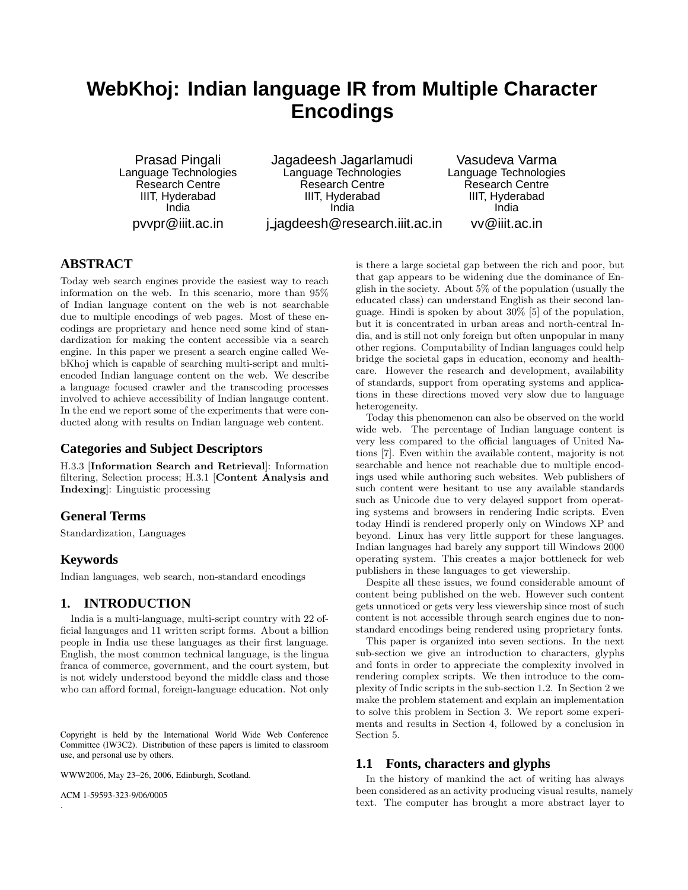# WebKhoj: Indian language IR from Multiple Character Encodings

Prasad Pingali
Language Technologies Research Centre
IIIT, Hyderabad
India
pvvpr@iiit.ac.in

Jagadeesh Jagarlamudi
Language Technologies Research Centre
IIIT, Hyderabad
India
j_jagdeesh@research.iiit.ac.in

Vasudeva Varma
Language Technologies Research Centre
IIIT, Hyderabad
India
vv@iiit.ac.in

## ABSTRACT

Today web search engines provide the easiest way to reach information on the web. In this scenario, more than 95% of Indian language content on the web is not searchable due to multiple encodings of web pages. Most of these encodings are proprietary and hence need some kind of standardization for making the content accessible via a search engine. In this paper we present a search engine called WebKhoj which is capable of searching multi-script and multi-encoded Indian language content on the web. We describe a language focused crawler and the transcoding processes involved to achieve accessibility of Indian langauge content. In the end we report some of the experiments that were conducted along with results on Indian language web content.

## Categories and Subject Descriptors

H.3.3 [**Information Search and Retrieval**]: Information filtering, Selection process; H.3.1 [**Content Analysis and Indexing**]: Linguistic processing

## General Terms

Standardization, Languages

## Keywords

Indian languages, web search, non-standard encodings

## 1. INTRODUCTION

India is a multi-language, multi-script country with 22 official languages and 11 written script forms. About a billion people in India use these languages as their first language. English, the most common technical language, is the lingua franca of commerce, government, and the court system, but is not widely understood beyond the middle class and those who can afford formal, foreign-language education. Not only is there a large societal gap between the rich and poor, but that gap appears to be widening due the dominance of English in the society. About 5% of the population (usually the educated class) can understand English as their second language. Hindi is spoken by about 30% [5] of the population, but it is concentrated in urban areas and north-central India, and is still not only foreign but often unpopular in many other regions. Computability of Indian languages could help bridge the societal gaps in education, economy and healthcare. However the research and development, availability of standards, support from operating systems and applications in these directions moved very slow due to language heterogeneity.

Today this phenomenon can also be observed on the world wide web. The percentage of Indian language content is very less compared to the official languages of United Nations [7]. Even within the available content, majority is not searchable and hence not reachable due to multiple encodings used while authoring such websites. Web publishers of such content were hesitant to use any available standards such as Unicode due to very delayed support from operating systems and browsers in rendering Indic scripts. Even today Hindi is rendered properly only on Windows XP and beyond. Linux has very little support for these languages. Indian languages had barely any support till Windows 2000 operating system. This creates a major bottleneck for web publishers in these languages to get viewership.

Despite all these issues, we found considerable amount of content being published on the web. However such content gets unnoticed or gets very less viewership since most of such content is not accessible through search engines due to non-standard encodings being rendered using proprietary fonts.

This paper is organized into seven sections. In the next sub-section we give an introduction to characters, glyphs and fonts in order to appreciate the complexity involved in rendering complex scripts. We then introduce to the complexity of Indic scripts in the sub-section 1.2. In Section 2 we make the problem statement and explain an implementation to solve this problem in Section 3. We report some experiments and results in Section 4, followed by a conclusion in Section 5.

### 1.1 Fonts, characters and glyphs

In the history of mankind the act of writing has always been considered as an activity producing visual results, namely text. The computer has brought a more abstract layer to

Copyright is held by the International World Wide Web Conference Committee (IW3C2). Distribution of these papers is limited to classroom use, and personal use by others.

WWW2006, May 23–26, 2006, Edinburgh, Scotland.

ACM 1-59593-323-9/06/0005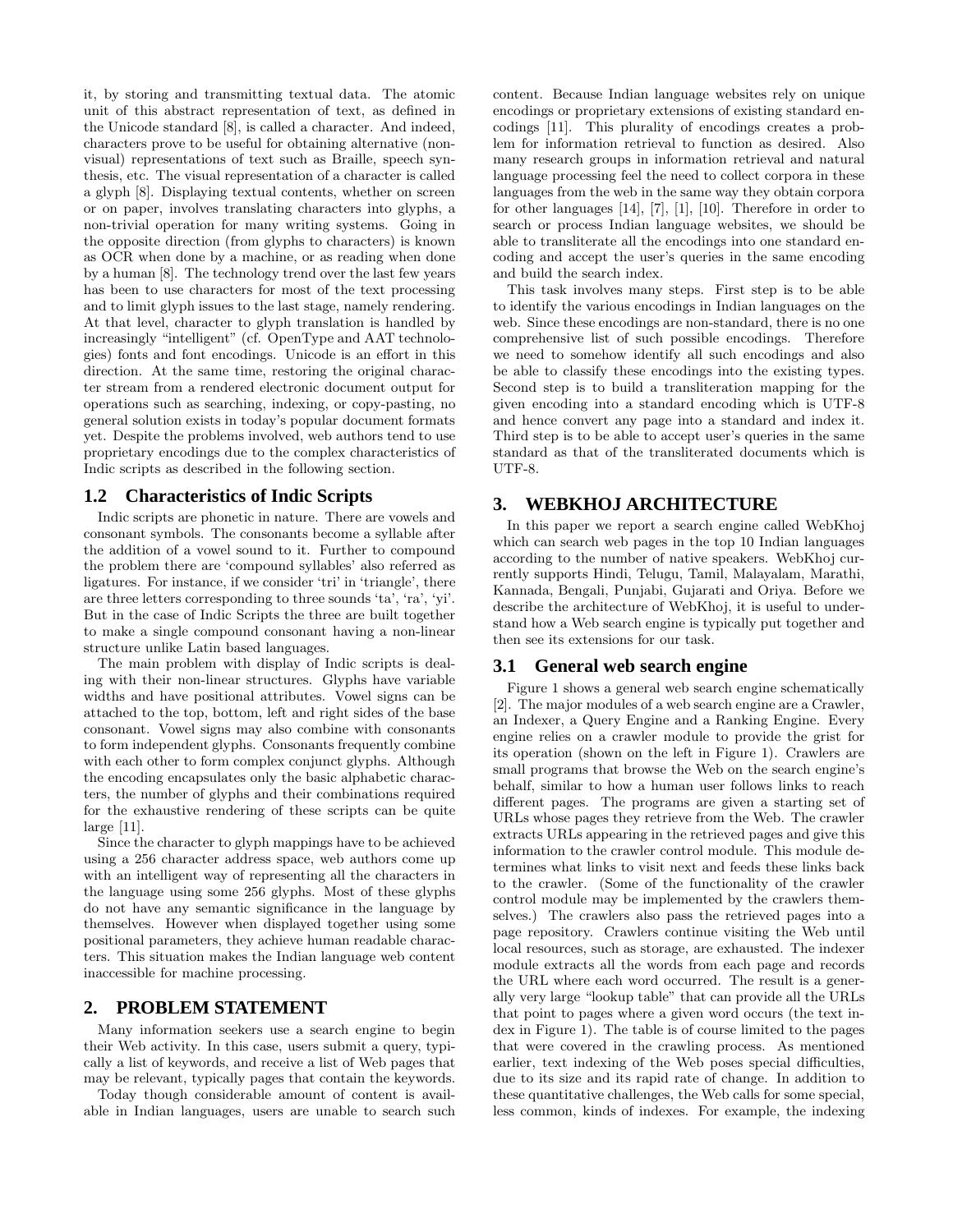it, by storing and transmitting textual data. The atomic unit of this abstract representation of text, as defined in the Unicode standard [8], is called a character. And indeed, characters prove to be useful for obtaining alternative (non-visual) representations of text such as Braille, speech synthesis, etc. The visual representation of a character is called a glyph [8]. Displaying textual contents, whether on screen or on paper, involves translating characters into glyphs, a non-trivial operation for many writing systems. Going in the opposite direction (from glyphs to characters) is known as OCR when done by a machine, or as reading when done by a human [8]. The technology trend over the last few years has been to use characters for most of the text processing and to limit glyph issues to the last stage, namely rendering. At that level, character to glyph translation is handled by increasingly "intelligent" (cf. OpenType and AAT technologies) fonts and font encodings. Unicode is an effort in this direction. At the same time, restoring the original character stream from a rendered electronic document output for operations such as searching, indexing, or copy-pasting, no general solution exists in today's popular document formats yet. Despite the problems involved, web authors tend to use proprietary encodings due to the complex characteristics of Indic scripts as described in the following section.

### 1.2 Characteristics of Indic Scripts

Indic scripts are phonetic in nature. There are vowels and consonant symbols. The consonants become a syllable after the addition of a vowel sound to it. Further to compound the problem there are 'compound syllables' also referred as ligatures. For instance, if we consider 'tri' in 'triangle', there are three letters corresponding to three sounds 'ta', 'ra', 'yi'. But in the case of Indic Scripts the three are built together to make a single compound consonant having a non-linear structure unlike Latin based languages.

The main problem with display of Indic scripts is dealing with their non-linear structures. Glyphs have variable widths and have positional attributes. Vowel signs can be attached to the top, bottom, left and right sides of the base consonant. Vowel signs may also combine with consonants to form independent glyphs. Consonants frequently combine with each other to form complex conjunct glyphs. Although the encoding encapsulates only the basic alphabetic characters, the number of glyphs and their combinations required for the exhaustive rendering of these scripts can be quite large [11].

Since the character to glyph mappings have to be achieved using a 256 character address space, web authors come up with an intelligent way of representing all the characters in the language using some 256 glyphs. Most of these glyphs do not have any semantic significance in the language by themselves. However when displayed together using some positional parameters, they achieve human readable characters. This situation makes the Indian language web content inaccessible for machine processing.

## 2. PROBLEM STATEMENT

Many information seekers use a search engine to begin their Web activity. In this case, users submit a query, typically a list of keywords, and receive a list of Web pages that may be relevant, typically pages that contain the keywords.

Today though considerable amount of content is available in Indian languages, users are unable to search such content. Because Indian language websites rely on unique encodings or proprietary extensions of existing standard encodings [11]. This plurality of encodings creates a problem for information retrieval to function as desired. Also many research groups in information retrieval and natural language processing feel the need to collect corpora in these languages from the web in the same way they obtain corpora for other languages [14], [7], [1], [10]. Therefore in order to search or process Indian language websites, we should be able to transliterate all the encodings into one standard encoding and accept the user's queries in the same encoding and build the search index.

This task involves many steps. First step is to be able to identify the various encodings in Indian languages on the web. Since these encodings are non-standard, there is no one comprehensive list of such possible encodings. Therefore we need to somehow identify all such encodings and also be able to classify these encodings into the existing types. Second step is to build a transliteration mapping for the given encoding into a standard encoding which is UTF-8 and hence convert any page into a standard and index it. Third step is to be able to accept user's queries in the same standard as that of the transliterated documents which is UTF-8.

## 3. WEBKHOJ ARCHITECTURE

In this paper we report a search engine called WebKhoj which can search web pages in the top 10 Indian languages according to the number of native speakers. WebKhoj currently supports Hindi, Telugu, Tamil, Malayalam, Marathi, Kannada, Bengali, Punjabi, Gujarati and Oriya. Before we describe the architecture of WebKhoj, it is useful to understand how a Web search engine is typically put together and then see its extensions for our task.

### 3.1 General web search engine

Figure 1 shows a general web search engine schematically [2]. The major modules of a web search engine are a Crawler, an Indexer, a Query Engine and a Ranking Engine. Every engine relies on a crawler module to provide the grist for its operation (shown on the left in Figure 1). Crawlers are small programs that browse the Web on the search engine's behalf, similar to how a human user follows links to reach different pages. The programs are given a starting set of URLs whose pages they retrieve from the Web. The crawler extracts URLs appearing in the retrieved pages and give this information to the crawler control module. This module determines what links to visit next and feeds these links back to the crawler. (Some of the functionality of the crawler control module may be implemented by the crawlers themselves.) The crawlers also pass the retrieved pages into a page repository. Crawlers continue visiting the Web until local resources, such as storage, are exhausted. The indexer module extracts all the words from each page and records the URL where each word occurred. The result is a generally very large "lookup table" that can provide all the URLs that point to pages where a given word occurs (the text index in Figure 1). The table is of course limited to the pages that were covered in the crawling process. As mentioned earlier, text indexing of the Web poses special difficulties, due to its size and its rapid rate of change. In addition to these quantitative challenges, the Web calls for some special, less common, kinds of indexes. For example, the indexing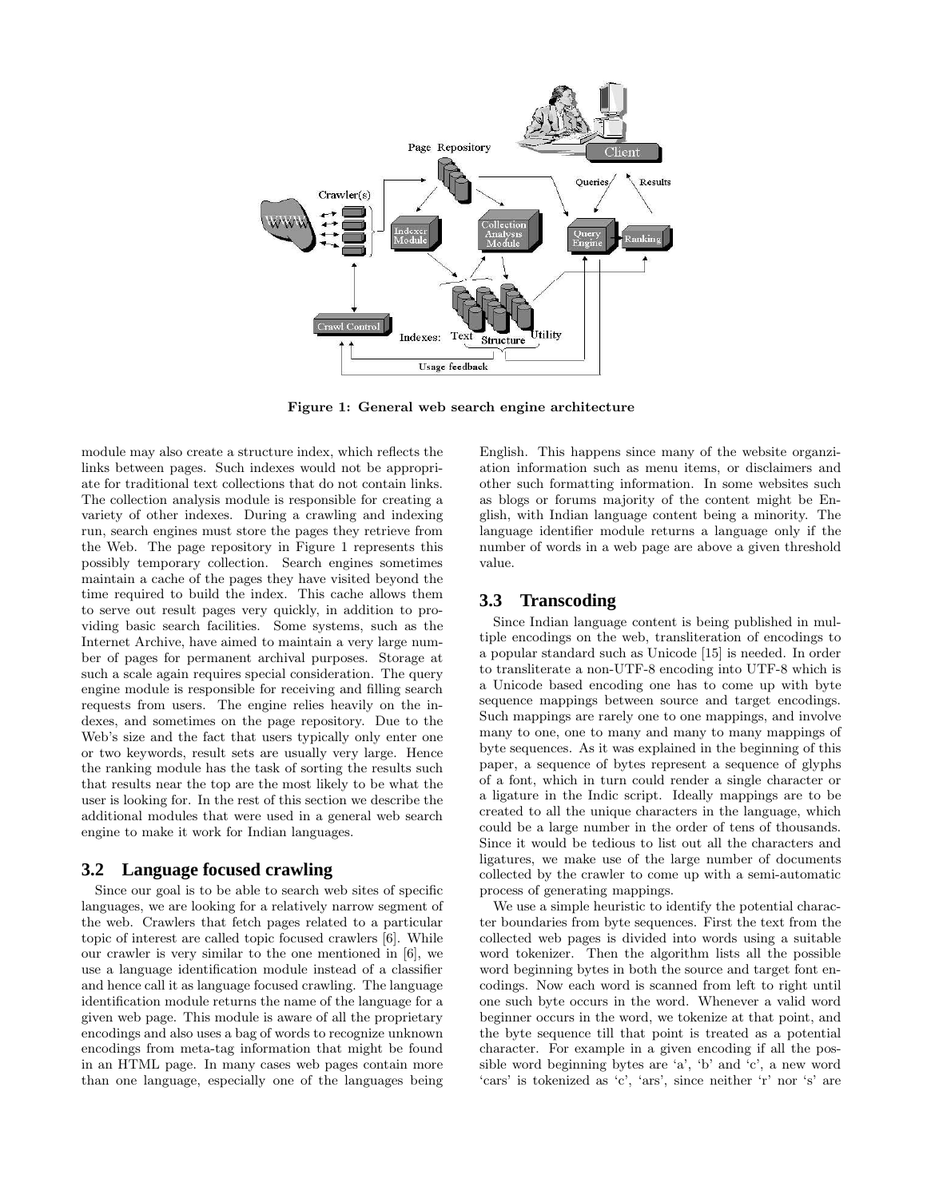Page Repository

Client

Queries

Results

Crawler(s)

WWW

Indexer Module

Collection Analysis Module

Query Engine

Ranking

Crawl Control

Indexes: Text Structure Utility

Usage feedback

**Figure 1: General web search engine architecture**

module may also create a structure index, which reflects the links between pages. Such indexes would not be appropriate for traditional text collections that do not contain links. The collection analysis module is responsible for creating a variety of other indexes. During a crawling and indexing run, search engines must store the pages they retrieve from the Web. The page repository in Figure 1 represents this possibly temporary collection. Search engines sometimes maintain a cache of the pages they have visited beyond the time required to build the index. This cache allows them to serve out result pages very quickly, in addition to providing basic search facilities. Some systems, such as the Internet Archive, have aimed to maintain a very large number of pages for permanent archival purposes. Storage at such a scale again requires special consideration. The query engine module is responsible for receiving and filling search requests from users. The engine relies heavily on the indexes, and sometimes on the page repository. Due to the Web's size and the fact that users typically only enter one or two keywords, result sets are usually very large. Hence the ranking module has the task of sorting the results such that results near the top are the most likely to be what the user is looking for. In the rest of this section we describe the additional modules that were used in a general web search engine to make it work for Indian languages.

## 3.2 Language focused crawling

Since our goal is to be able to search web sites of specific languages, we are looking for a relatively narrow segment of the web. Crawlers that fetch pages related to a particular topic of interest are called topic focused crawlers [6]. While our crawler is very similar to the one mentioned in [6], we use a language identification module instead of a classifier and hence call it as language focused crawling. The language identification module returns the name of the language for a given web page. This module is aware of all the proprietary encodings and also uses a bag of words to recognize unknown encodings from meta-tag information that might be found in an HTML page. In many cases web pages contain more than one language, especially one of the languages being English. This happens since many of the website organization information such as menu items, or disclaimers and other such formatting information. In some websites such as blogs or forums majority of the content might be English, with Indian language content being a minority. The language identifier module returns a language only if the number of words in a web page are above a given threshold value.

## 3.3 Transcoding

Since Indian language content is being published in multiple encodings on the web, transliteration of encodings to a popular standard such as Unicode [15] is needed. In order to transliterate a non-UTF-8 encoding into UTF-8 which is a Unicode based encoding one has to come up with byte sequence mappings between source and target encodings. Such mappings are rarely one to one mappings, and involve many to one, one to many and many to many mappings of byte sequences. As it was explained in the beginning of this paper, a sequence of bytes represent a sequence of glyphs of a font, which in turn could render a single character or a ligature in the Indic script. Ideally mappings are to be created to all the unique characters in the language, which could be a large number in the order of tens of thousands. Since it would be tedious to list out all the characters and ligatures, we make use of the large number of documents collected by the crawler to come up with a semi-automatic process of generating mappings.

We use a simple heuristic to identify the potential character boundaries from byte sequences. First the text from the collected web pages is divided into words using a suitable word tokenizer. Then the algorithm lists all the possible word beginning bytes in both the source and target font encodings. Now each word is scanned from left to right until one such byte occurs in the word. Whenever a valid word beginner occurs in the word, we tokenize at that point, and the byte sequence till that point is treated as a potential character. For example in a given encoding if all the possible word beginning bytes are 'a', 'b' and 'c', a new word 'cars' is tokenized as 'c', 'ars', since neither 'r' nor 's' are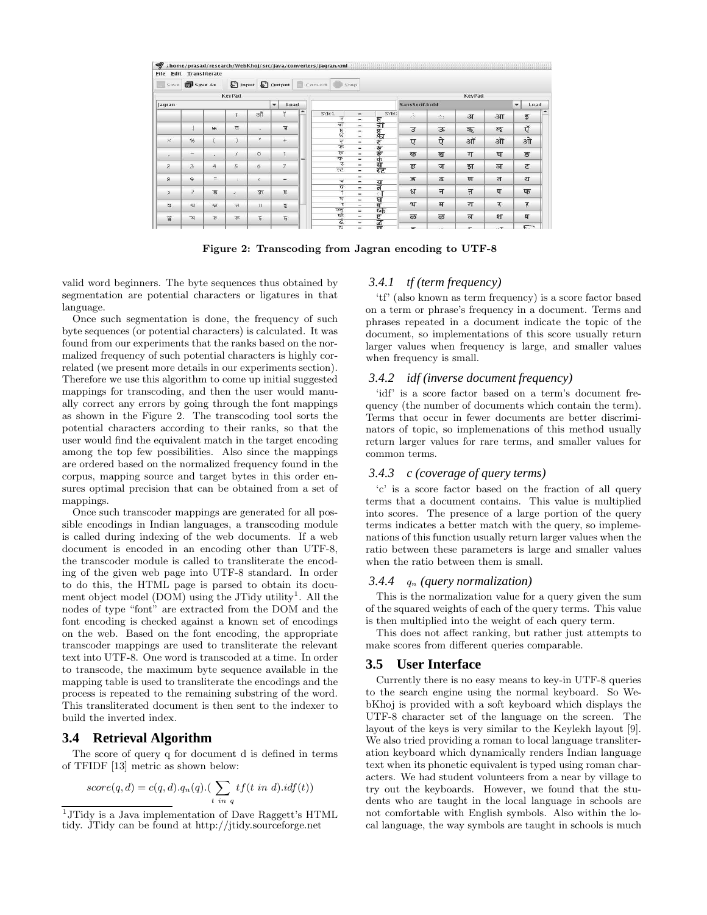Figure 2: Transcoding from Jagran encoding to UTF-8

valid word beginners. The byte sequences thus obtained by segmentation are potential characters or ligatures in that language.

Once such segmentation is done, the frequency of such byte sequences (or potential characters) is calculated. It was found from our experiments that the ranks based on the normalized frequency of such potential characters is highly correlated (we present more details in our experiments section). Therefore we use this algorithm to come up initial suggested mappings for transcoding, and then the user would manually correct any errors by going through the font mappings as shown in the Figure 2. The transcoding tool sorts the potential characters according to their ranks, so that the user would find the equivalent match in the target encoding among the top few possibilities. Also since the mappings are ordered based on the normalized frequency found in the corpus, mapping source and target bytes in this order ensures optimal precision that can be obtained from a set of mappings.

Once such transcoder mappings are generated for all possible encodings in Indian languages, a transcoding module is called during indexing of the web documents. If a web document is encoded in an encoding other than UTF-8, the transcoder module is called to transliterate the encoding of the given web page into UTF-8 standard. In order to do this, the HTML page is parsed to obtain its document object model (DOM) using the JTidy utility[1]. All the nodes of type "font" are extracted from the DOM and the font encoding is checked against a known set of encodings on the web. Based on the font encoding, the appropriate transcoder mappings are used to transliterate the relevant text into UTF-8. One word is transcoded at a time. In order to transcode, the maximum byte sequence available in the mapping table is used to transliterate the encodings and the process is repeated to the remaining substring of the word. This transliterated document is then sent to the indexer to build the inverted index.

## 3.4 Retrieval Algorithm

The score of query q for document d is defined in terms of TFIDF [13] metric as shown below:

$$score(q, d) = c(q, d).q_n(q).(\sum_{t \ in \ q} tf(t \ in \ d).idf(t))$$

### 3.4.1 *tf (term frequency)*

'tf' (also known as term frequency) is a score factor based on a term or phrase's frequency in a document. Terms and phrases repeated in a document indicate the topic of the document, so implementations of this score usually return larger values when frequency is large, and smaller values when frequency is small.

### 3.4.2 *idf (inverse document frequency)*

'idf' is a score factor based on a term's document frequency (the number of documents which contain the term). Terms that occur in fewer documents are better discriminators of topic, so implemenations of this method usually return larger values for rare terms, and smaller values for common terms.

### 3.4.3 *c (coverage of query terms)*

'c' is a score factor based on the fraction of all query terms that a document contains. This value is multiplied into scores. The presence of a large portion of the query terms indicates a better match with the query, so implemenations of this function usually return larger values when the ratio between these parameters is large and smaller values when the ratio between them is small.

### 3.4.4 $q_n$ *(query normalization)*

This is the normalization value for a query given the sum of the squared weights of each of the query terms. This value is then multiplied into the weight of each query term.

This does not affect ranking, but rather just attempts to make scores from different queries comparable.

## 3.5 User Interface

Currently there is no easy means to key-in UTF-8 queries to the search engine using the normal keyboard. So WebKhoj is provided with a soft keyboard which displays the UTF-8 character set of the language on the screen. The layout of the keys is very similar to the Keylekh layout [9]. We also tried providing a roman to local language transliteration keyboard which dynamically renders Indian language text when its phonetic equivalent is typed using roman characters. We had student volunteers from a near by village to try out the keyboards. However, we found that the students who are taught in the local language in schools are not comfortable with English symbols. Also within the local language, the way symbols are taught in schools is much

[1] JTidy is a Java implementation of Dave Raggett's HTML tidy. JTidy can be found at http://jtidy.sourceforge.net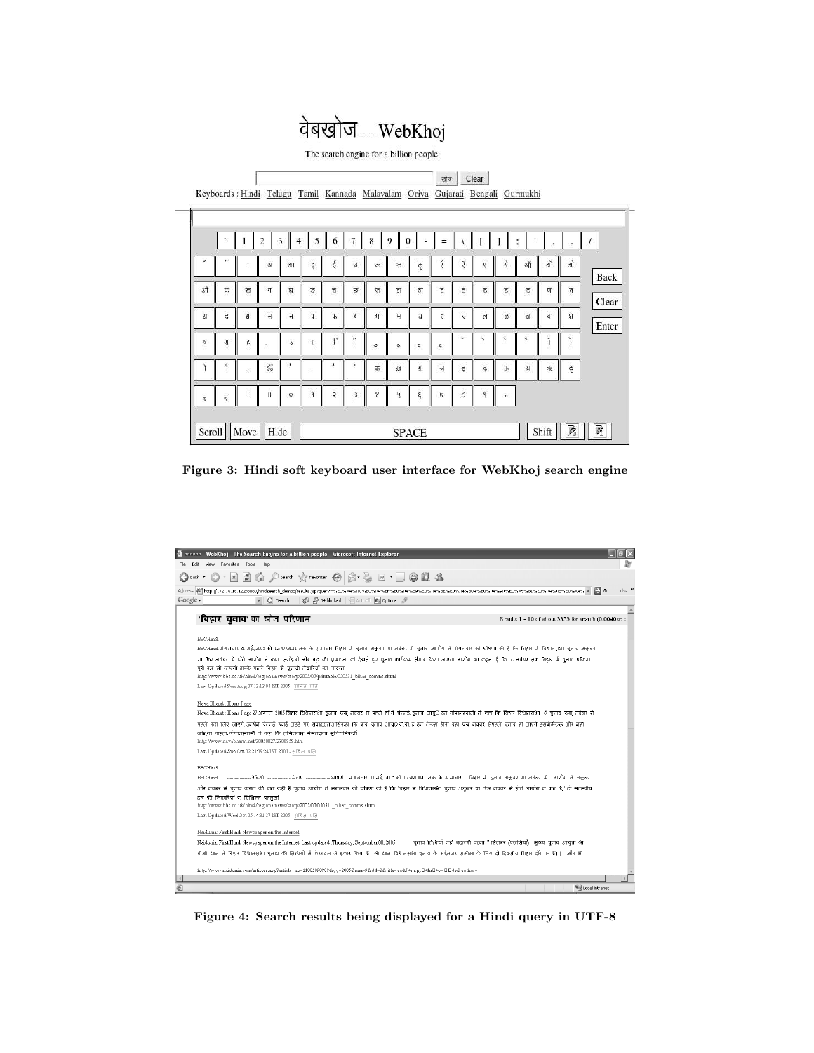Figure 3: Hindi soft keyboard user interface for WebKhoj search engine

Figure 4: Search results being displayed for a Hindi query in UTF-8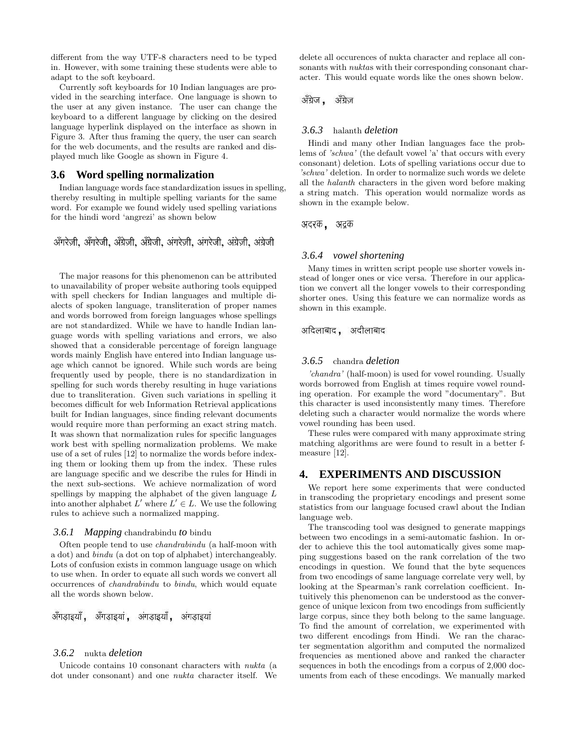different from the way UTF-8 characters need to be typed in. However, with some training these students were able to adapt to the soft keyboard.

Currently soft keyboards for 10 Indian languages are provided in the searching interface. One language is shown to the user at any given instance. The user can change the keyboard to a different language by clicking on the desired language hyperlink displayed on the interface as shown in Figure 3. After thus framing the query, the user can search for the web documents, and the results are ranked and displayed much like Google as shown in Figure 4.

## 3.6 Word spelling normalization

Indian language words face standardization issues in spelling, thereby resulting in multiple spelling variants for the same word. For example we found widely used spelling variations for the hindi word 'angrezi' as shown below

अँगरेज़ी, अँगरेजी, अँग्रेज़ी, अँग्रेजी, अंगरेज़ी, अंगरेजी, अंग्रेज़ी, अंग्रेजी

The major reasons for this phenomenon can be attributed to unavailability of proper website authoring tools equipped with spell checkers for Indian languages and multiple dialects of spoken language, transliteration of proper names and words borrowed from foreign languages whose spellings are not standardized. While we have to handle Indian language words with spelling variations and errors, we also showed that a considerable percentage of foreign language words mainly English have entered into Indian language usage which cannot be ignored. While such words are being frequently used by people, there is no standardization in spelling for such words thereby resulting in huge variations due to transliteration. Given such variations in spelling it becomes difficult for web Information Retrieval applications built for Indian languages, since finding relevant documents would require more than performing an exact string match. It was shown that normalization rules for specific languages work best with spelling normalization problems. We make use of a set of rules [12] to normalize the words before indexing them or looking them up from the index. These rules are language specific and we describe the rules for Hindi in the next sub-sections. We achieve normalization of word spellings by mapping the alphabet of the given language $L$ into another alphabet $L'$ where $L' \in L$. We use the following rules to achieve such a normalized mapping.

### 3.6.1 *Mapping* chandrabindu *to* bindu

Often people tend to use *chandrabindu* (a half-moon with a dot) and *bindu* (a dot on top of alphabet) interchangeably. Lots of confusion exists in common language usage on which to use when. In order to equate all such words we convert all occurrences of *chandrabindu* to *bindu*, which would equate all the words shown below.

अँगड़ाइयाँ, अँगड़ाइयां, अंगड़ाइयाँ, अंगड़ाइयां

### 3.6.2 nukta *deletion*

Unicode contains 10 consonant characters with *nukta* (a dot under consonant) and one *nukta* character itself. We delete all occurences of nukta character and replace all consonants with *nukta*s with their corresponding consonant character. This would equate words like the ones shown below.

अँग्रेज, अँग्रेज़

### 3.6.3 halanth *deletion*

Hindi and many other Indian languages face the problems of *'schwa'* (the default vowel 'a' that occurs with every consonant) deletion. Lots of spelling variations occur due to *'schwa'* deletion. In order to normalize such words we delete all the *halanth* characters in the given word before making a string match. This operation would normalize words as shown in the example below.

अदरक, अद्रक

### 3.6.4 *vowel shortening*

Many times in written script people use shorter vowels instead of longer ones or vice versa. Therefore in our application we convert all the longer vowels to their corresponding shorter ones. Using this feature we can normalize words as shown in this example.

अदिलाबाद, अदीलाबाद

### 3.6.5 chandra *deletion*

*'chandra'* (half-moon) is used for vowel rounding. Usually words borrowed from English at times require vowel rounding operation. For example the word "documentary". But this character is used inconsistently many times. Therefore deleting such a character would normalize the words where vowel rounding has been used.

These rules were compared with many approximate string matching algorithms are were found to result in a better f-measure [12].

# 4. EXPERIMENTS AND DISCUSSION

We report here some experiments that were conducted in transcoding the proprietary encodings and present some statistics from our language focused crawl about the Indian language web.

The transcoding tool was designed to generate mappings between two encodings in a semi-automatic fashion. In order to achieve this the tool automatically gives some mapping suggestions based on the rank correlation of the two encodings in question. We found that the byte sequences from two encodings of same language correlate very well, by looking at the Spearman's rank correlation coefficient. Intuitively this phenomenon can be understood as the convergence of unique lexicon from two encodings from sufficiently large corpus, since they both belong to the same language. To find the amount of correlation, we experimented with two different encodings from Hindi. We ran the character segmentation algorithm and computed the normalized frequencies as mentioned above and ranked the character sequences in both the encodings from a corpus of 2,000 documents from each of these encodings. We manually marked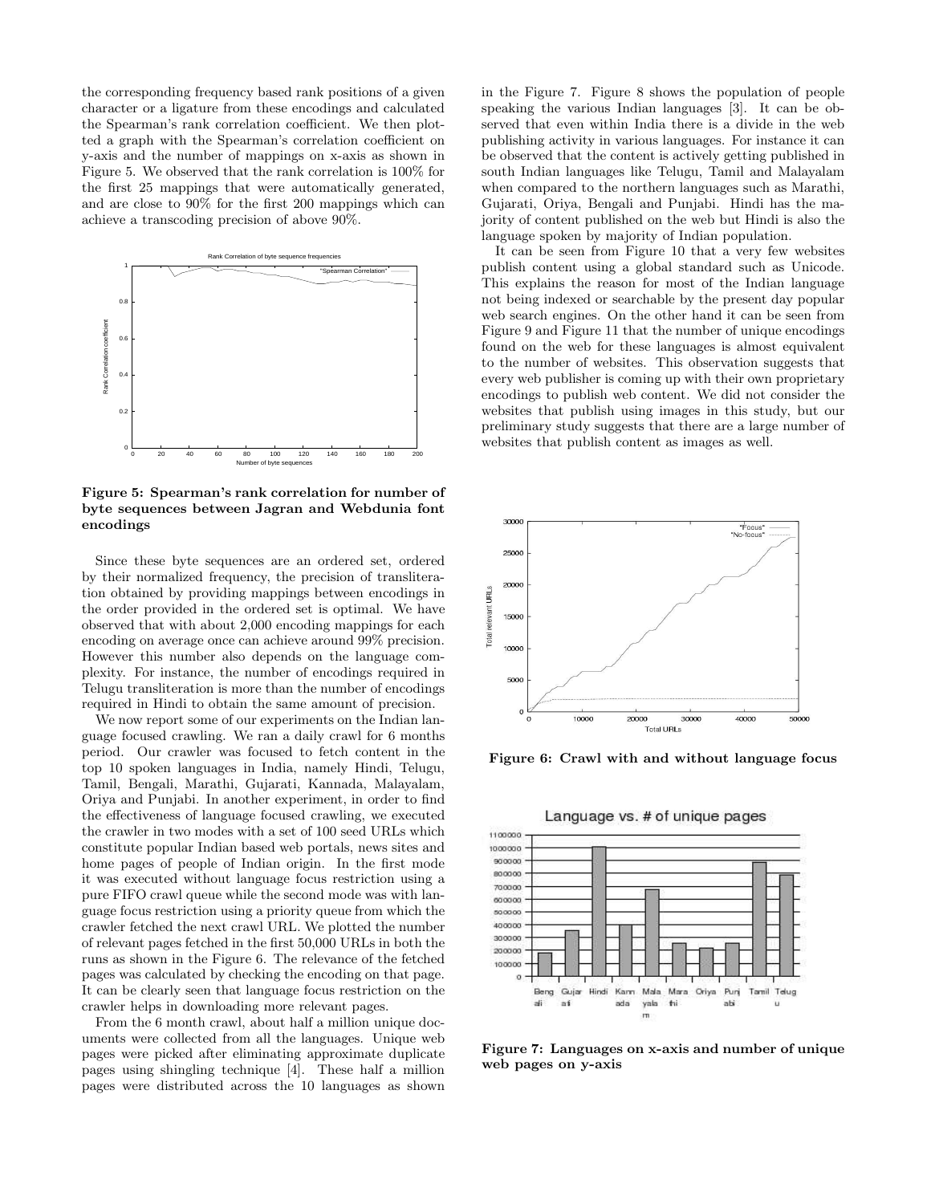the corresponding frequency based rank positions of a given character or a ligature from these encodings and calculated the Spearman's rank correlation coefficient. We then plotted a graph with the Spearman's correlation coefficient on y-axis and the number of mappings on x-axis as shown in Figure 5. We observed that the rank correlation is 100% for the first 25 mappings that were automatically generated, and are close to 90% for the first 200 mappings which can achieve a transcoding precision of above 90%.

Rank Correlation of byte sequence frequencies

"Spearman Correlation"

Rank Correlation coefficient

0
0.2
0.4
0.6
0.8
1

0 20 40 60 80 100 120 140 160 180 200

Number of byte sequences

**Figure 5: Spearman's rank correlation for number of byte sequences between Jagran and Webdunia font encodings**

Since these byte sequences are an ordered set, ordered by their normalized frequency, the precision of transliteration obtained by providing mappings between encodings in the order provided in the ordered set is optimal. We have observed that with about 2,000 encoding mappings for each encoding on average once can achieve around 99% precision. However this number also depends on the language complexity. For instance, the number of encodings required in Telugu transliteration is more than the number of encodings required in Hindi to obtain the same amount of precision.

We now report some of our experiments on the Indian language focused crawling. We ran a daily crawl for 6 months period. Our crawler was focused to fetch content in the top 10 spoken languages in India, namely Hindi, Telugu, Tamil, Bengali, Marathi, Gujarati, Kannada, Malayalam, Oriya and Punjabi. In another experiment, in order to find the effectiveness of language focused crawling, we executed the crawler in two modes with a set of 100 seed URLs which constitute popular Indian based web portals, news sites and home pages of people of Indian origin. In the first mode it was executed without language focus restriction using a pure FIFO crawl queue while the second mode was with language focus restriction using a priority queue from which the crawler fetched the next crawl URL. We plotted the number of relevant pages fetched in the first 50,000 URLs in both the runs as shown in the Figure 6. The relevance of the fetched pages was calculated by checking the encoding on that page. It can be clearly seen that language focus restriction on the crawler helps in downloading more relevant pages.

From the 6 month crawl, about half a million unique documents were collected from all the languages. Unique web pages were picked after eliminating approximate duplicate pages using shingling technique [4]. These half a million pages were distributed across the 10 languages as shown in the Figure 7. Figure 8 shows the population of people speaking the various Indian languages [3]. It can be observed that even within India there is a divide in the web publishing activity in various languages. For instance it can be observed that the content is actively getting published in south Indian languages like Telugu, Tamil and Malayalam when compared to the northern languages such as Marathi, Gujarati, Oriya, Bengali and Punjabi. Hindi has the majority of content published on the web but Hindi is also the language spoken by majority of Indian population.

It can be seen from Figure 10 that a very few websites publish content using a global standard such as Unicode. This explains the reason for most of the Indian language not being indexed or searchable by the present day popular web search engines. On the other hand it can be seen from Figure 9 and Figure 11 that the number of unique encodings found on the web for these languages is almost equivalent to the number of websites. This observation suggests that every web publisher is coming up with their own proprietary encodings to publish web content. We did not consider the websites that publish using images in this study, but our preliminary study suggests that there are a large number of websites that publish content as images as well.

"Focus"
"No-focus"

Total relevant URLs

0
5000
10000
15000
20000
25000
30000

0 10000 20000 30000 40000 50000

Total URLs

**Figure 6: Crawl with and without language focus**

Language vs. # of unique pages

0
100000
200000
300000
400000
500000
600000
700000
800000
900000
1000000
1100000

Bengali Gujarati Hindi Kannada Malayalam Marathi Oriya Punjabi Tamil Telugu

**Figure 7: Languages on x-axis and number of unique web pages on y-axis**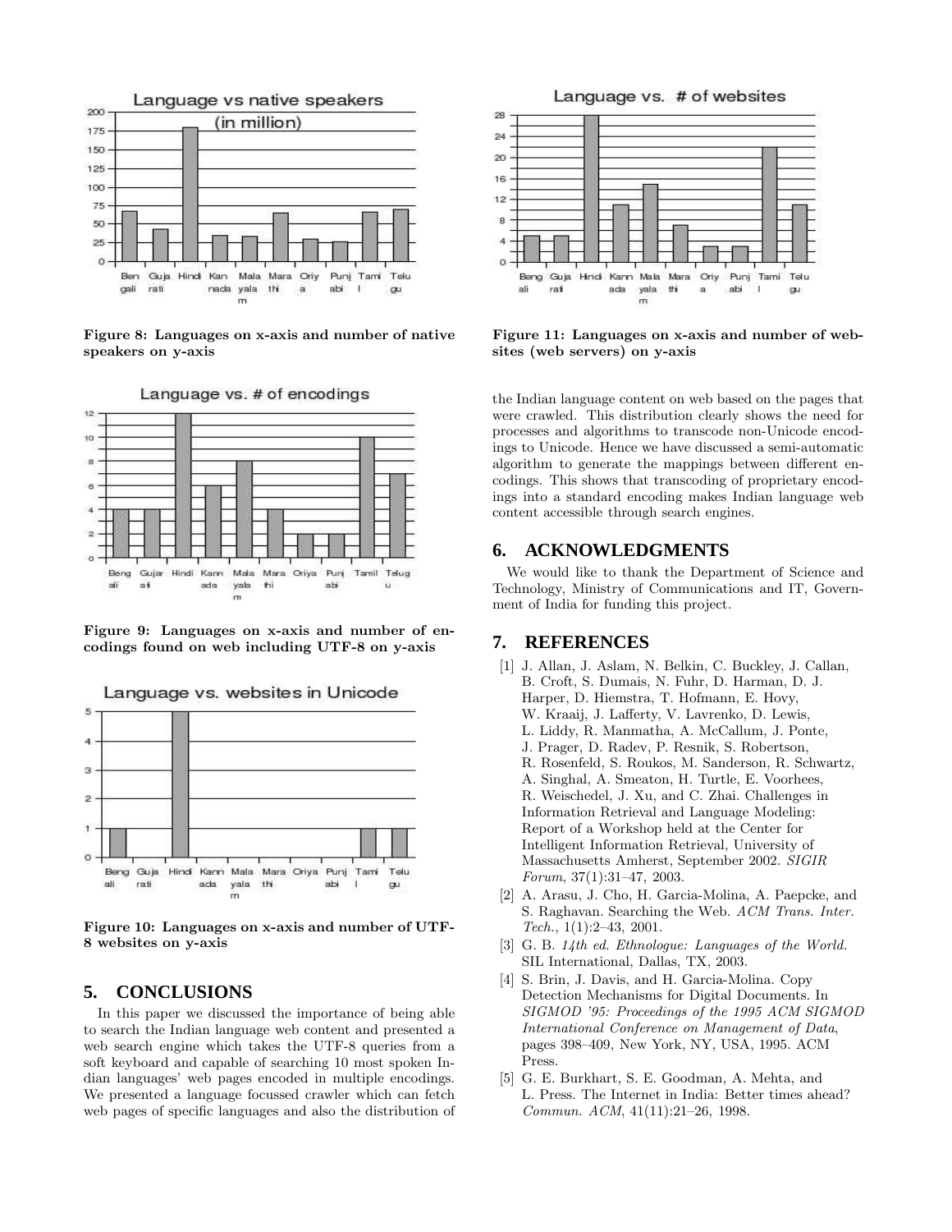Language vs native speakers

(in million)

200
175
150
125
100
75
50
25
0

Ben gali | Guja rati | Hindi | Kan nada | Mala yala m | Mara thi | Oriy a | Punj abi | Tami l | Telu gu

**Figure 8: Languages on x-axis and number of native speakers on y-axis**

Language vs. # of encodings

12
10
8
6
4
2
0

Beng ali | Gujar ati | Hindi | Kann ada | Mala yala m | Mara thi | Oriya | Punj abi | Tamil | Telug u

**Figure 9: Languages on x-axis and number of encodings found on web including UTF-8 on y-axis**

Language vs. websites in Unicode

5
4
3
2
1
0

Beng ali | Guja rati | Hindi | Kann ada | Mala yala m | Mara thi | Oriya | Punj abi | Tami l | Telu gu

**Figure 10: Languages on x-axis and number of UTF-8 websites on y-axis**

## 5. CONCLUSIONS

In this paper we discussed the importance of being able to search the Indian language web content and presented a web search engine which takes the UTF-8 queries from a soft keyboard and capable of searching 10 most spoken Indian languages' web pages encoded in multiple encodings. We presented a language focussed crawler which can fetch web pages of specific languages and also the distribution of the Indian language content on web based on the pages that were crawled. This distribution clearly shows the need for processes and algorithms to transcode non-Unicode encodings to Unicode. Hence we have discussed a semi-automatic algorithm to generate the mappings between different encodings. This shows that transcoding of proprietary encodings into a standard encoding makes Indian language web content accessible through search engines.

Language vs. # of websites

28
24
20
16
12
8
4
0

Beng ali | Guja rati | Hindi | Kann ada | Mala yala m | Mara thi | Oriy a | Punj abi | Tami l | Telu gu

**Figure 11: Languages on x-axis and number of websites (web servers) on y-axis**

## 6. ACKNOWLEDGMENTS

We would like to thank the Department of Science and Technology, Ministry of Communications and IT, Government of India for funding this project.

## 7. REFERENCES

[1] J. Allan, J. Aslam, N. Belkin, C. Buckley, J. Callan, B. Croft, S. Dumais, N. Fuhr, D. Harman, D. J. Harper, D. Hiemstra, T. Hofmann, E. Hovy, W. Kraaij, J. Lafferty, V. Lavrenko, D. Lewis, L. Liddy, R. Manmatha, A. McCallum, J. Ponte, J. Prager, D. Radev, P. Resnik, S. Robertson, R. Rosenfeld, S. Roukos, M. Sanderson, R. Schwartz, A. Singhal, A. Smeaton, H. Turtle, E. Voorhees, R. Weischedel, J. Xu, and C. Zhai. Challenges in Information Retrieval and Language Modeling: Report of a Workshop held at the Center for Intelligent Information Retrieval, University of Massachusetts Amherst, September 2002. *SIGIR Forum*, 37(1):31–47, 2003.

[2] A. Arasu, J. Cho, H. Garcia-Molina, A. Paepcke, and S. Raghavan. Searching the Web. *ACM Trans. Inter. Tech.*, 1(1):2–43, 2001.

[3] G. B. *14th ed. Ethnologue: Languages of the World.* SIL International, Dallas, TX, 2003.

[4] S. Brin, J. Davis, and H. Garcia-Molina. Copy Detection Mechanisms for Digital Documents. In *SIGMOD '95: Proceedings of the 1995 ACM SIGMOD International Conference on Management of Data*, pages 398–409, New York, NY, USA, 1995. ACM Press.

[5] G. E. Burkhart, S. E. Goodman, A. Mehta, and L. Press. The Internet in India: Better times ahead? *Commun. ACM*, 41(11):21–26, 1998.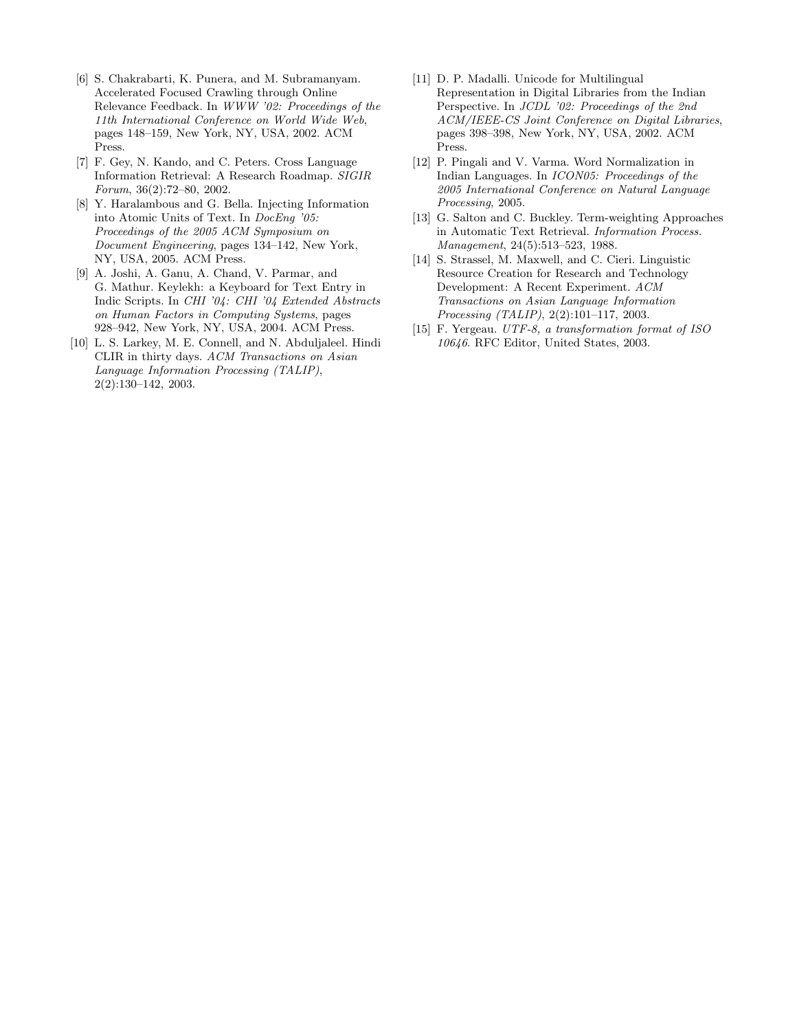[6] S. Chakrabarti, K. Punera, and M. Subramanyam. Accelerated Focused Crawling through Online Relevance Feedback. In *WWW '02: Proceedings of the 11th International Conference on World Wide Web*, pages 148–159, New York, NY, USA, 2002. ACM Press.

[7] F. Gey, N. Kando, and C. Peters. Cross Language Information Retrieval: A Research Roadmap. *SIGIR Forum*, 36(2):72–80, 2002.

[8] Y. Haralambous and G. Bella. Injecting Information into Atomic Units of Text. In *DocEng '05: Proceedings of the 2005 ACM Symposium on Document Engineering*, pages 134–142, New York, NY, USA, 2005. ACM Press.

[9] A. Joshi, A. Ganu, A. Chand, V. Parmar, and G. Mathur. Keylekh: a Keyboard for Text Entry in Indic Scripts. In *CHI '04: CHI '04 Extended Abstracts on Human Factors in Computing Systems*, pages 928–942, New York, NY, USA, 2004. ACM Press.

[10] L. S. Larkey, M. E. Connell, and N. Abduljaleel. Hindi CLIR in thirty days. *ACM Transactions on Asian Language Information Processing (TALIP)*, 2(2):130–142, 2003.

[11] D. P. Madalli. Unicode for Multilingual Representation in Digital Libraries from the Indian Perspective. In *JCDL '02: Proceedings of the 2nd ACM/IEEE-CS Joint Conference on Digital Libraries*, pages 398–398, New York, NY, USA, 2002. ACM Press.

[12] P. Pingali and V. Varma. Word Normalization in Indian Languages. In *ICON05: Proceedings of the 2005 International Conference on Natural Language Processing*, 2005.

[13] G. Salton and C. Buckley. Term-weighting Approaches in Automatic Text Retrieval. *Information Process. Management*, 24(5):513–523, 1988.

[14] S. Strassel, M. Maxwell, and C. Cieri. Linguistic Resource Creation for Research and Technology Development: A Recent Experiment. *ACM Transactions on Asian Language Information Processing (TALIP)*, 2(2):101–117, 2003.

[15] F. Yergeau. *UTF-8, a transformation format of ISO 10646*. RFC Editor, United States, 2003.